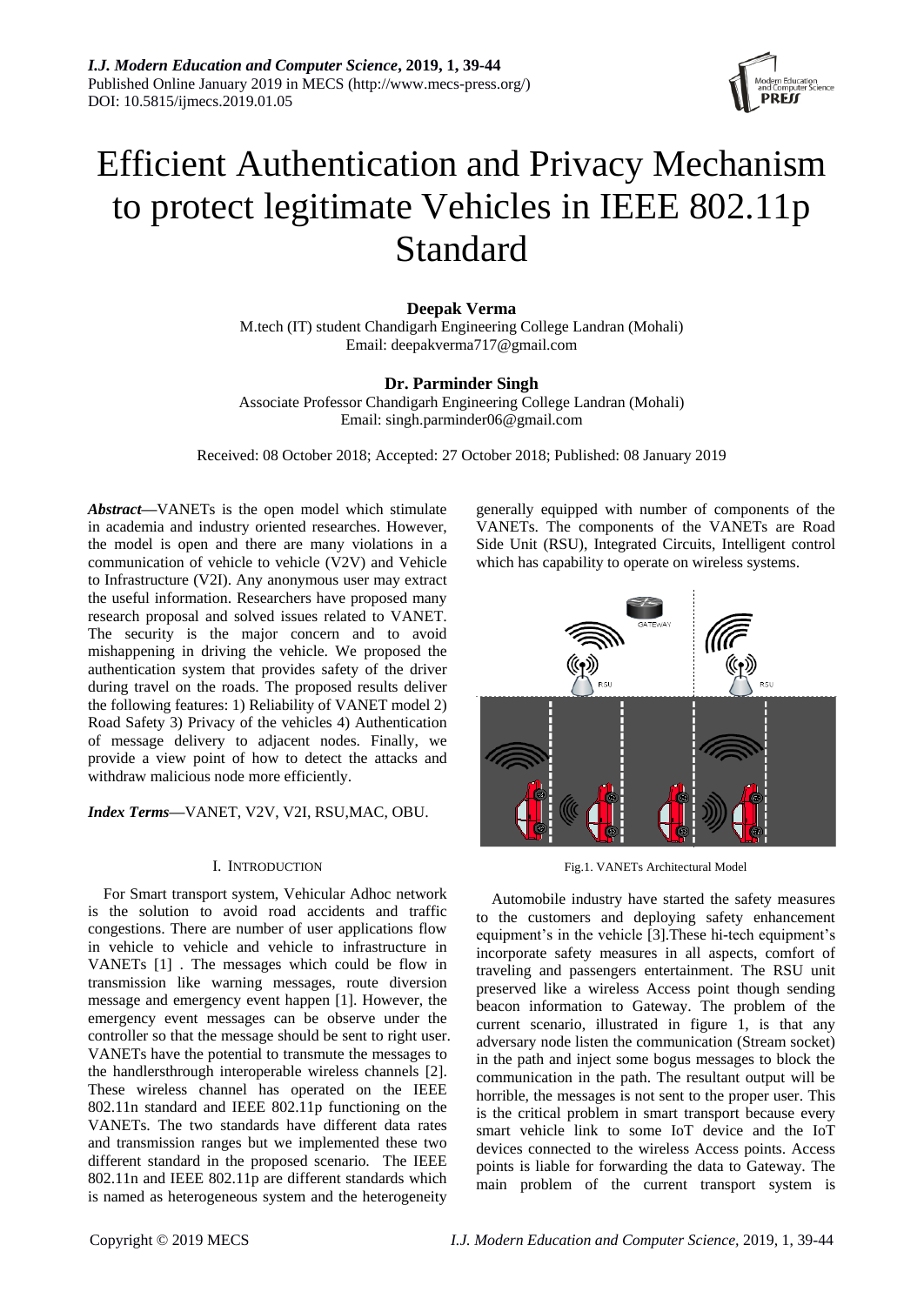# Efficient Authentication and Privacy Mechanism to protect legitimate Vehicles in IEEE 802.11p Standard

**Deepak Verma**
M.tech (IT) student Chandigarh Engineering College Landran (Mohali)
Email: deepakverma717@gmail.com

**Dr. Parminder Singh**
Associate Professor Chandigarh Engineering College Landran (Mohali)
Email: singh.parminder06@gmail.com

Received: 08 October 2018; Accepted: 27 October 2018; Published: 08 January 2019

***Abstract*—**VANETs is the open model which stimulate in academia and industry oriented researches. However, the model is open and there are many violations in a communication of vehicle to vehicle (V2V) and Vehicle to Infrastructure (V2I). Any anonymous user may extract the useful information. Researchers have proposed many research proposal and solved issues related to VANET. The security is the major concern and to avoid mishappening in driving the vehicle. We proposed the authentication system that provides safety of the driver during travel on the roads. The proposed results deliver the following features: 1) Reliability of VANET model 2) Road Safety 3) Privacy of the vehicles 4) Authentication of message delivery to adjacent nodes. Finally, we provide a view point of how to detect the attacks and withdraw malicious node more efficiently.

***Index Terms*—**VANET, V2V, V2I, RSU,MAC, OBU.

## I. Introduction

For Smart transport system, Vehicular Adhoc network is the solution to avoid road accidents and traffic congestions. There are number of user applications flow in vehicle to vehicle and vehicle to infrastructure in VANETs [1] . The messages which could be flow in transmission like warning messages, route diversion message and emergency event happen [1]. However, the emergency event messages can be observe under the controller so that the message should be sent to right user. VANETs have the potential to transmute the messages to the handlersthrough interoperable wireless channels [2]. These wireless channel has operated on the IEEE 802.11n standard and IEEE 802.11p functioning on the VANETs. The two standards have different data rates and transmission ranges but we implemented these two different standard in the proposed scenario. The IEEE 802.11n and IEEE 802.11p are different standards which is named as heterogeneous system and the heterogeneity generally equipped with number of components of the VANETs. The components of the VANETs are Road Side Unit (RSU), Integrated Circuits, Intelligent control which has capability to operate on wireless systems.

Fig.1. VANETs Architectural Model

Automobile industry have started the safety measures to the customers and deploying safety enhancement equipment's in the vehicle [3].These hi-tech equipment's incorporate safety measures in all aspects, comfort of traveling and passengers entertainment. The RSU unit preserved like a wireless Access point though sending beacon information to Gateway. The problem of the current scenario, illustrated in figure 1, is that any adversary node listen the communication (Stream socket) in the path and inject some bogus messages to block the communication in the path. The resultant output will be horrible, the messages is not sent to the proper user. This is the critical problem in smart transport because every smart vehicle link to some IoT device and the IoT devices connected to the wireless Access points. Access points is liable for forwarding the data to Gateway. The main problem of the current transport system is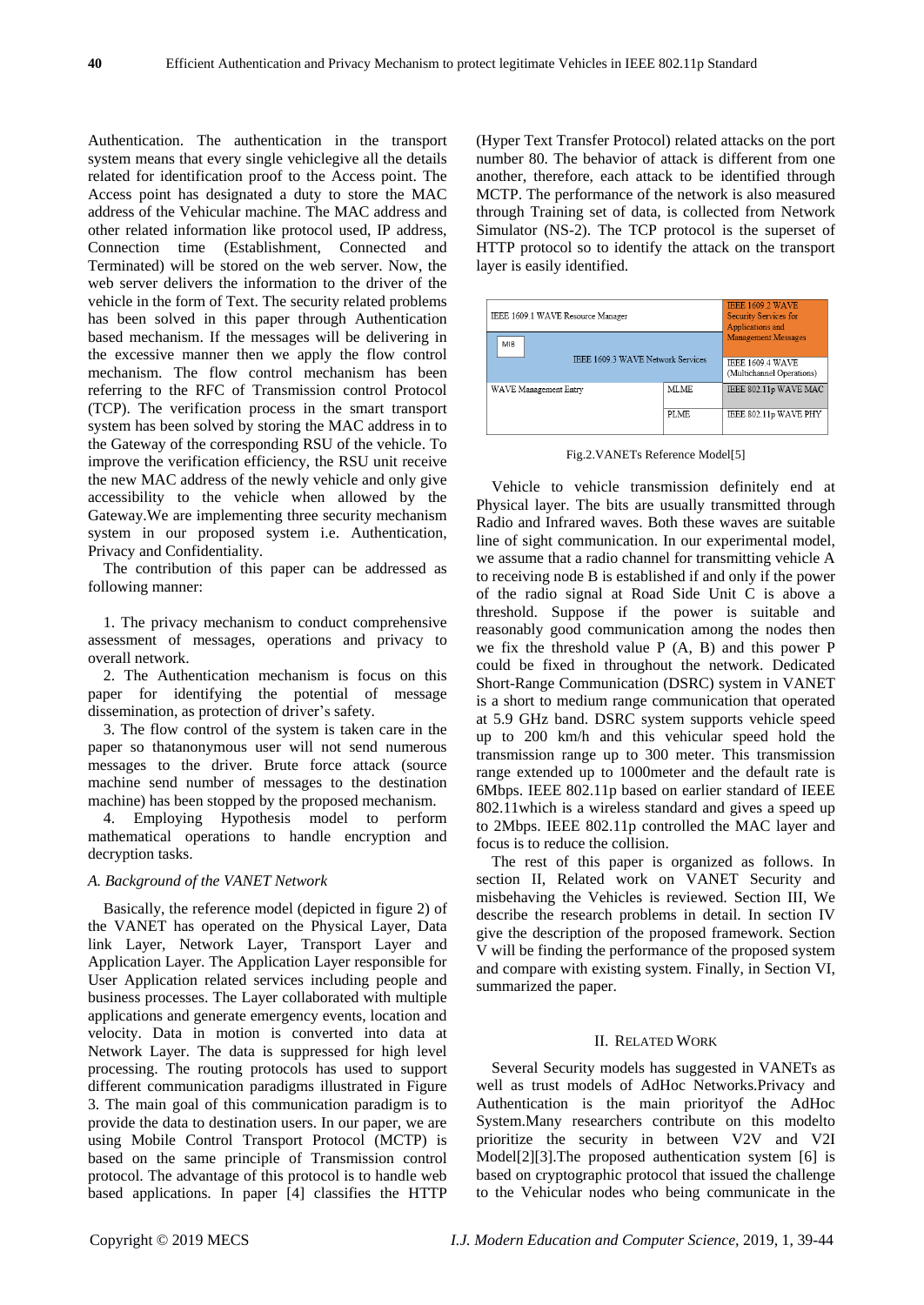Authentication. The authentication in the transport system means that every single vehiclegive all the details related for identification proof to the Access point. The Access point has designated a duty to store the MAC address of the Vehicular machine. The MAC address and other related information like protocol used, IP address, Connection time (Establishment, Connected and Terminated) will be stored on the web server. Now, the web server delivers the information to the driver of the vehicle in the form of Text. The security related problems has been solved in this paper through Authentication based mechanism. If the messages will be delivering in the excessive manner then we apply the flow control mechanism. The flow control mechanism has been referring to the RFC of Transmission control Protocol (TCP). The verification process in the smart transport system has been solved by storing the MAC address in to the Gateway of the corresponding RSU of the vehicle. To improve the verification efficiency, the RSU unit receive the new MAC address of the newly vehicle and only give accessibility to the vehicle when allowed by the Gateway.We are implementing three security mechanism system in our proposed system i.e. Authentication, Privacy and Confidentiality.

The contribution of this paper can be addressed as following manner:

1. The privacy mechanism to conduct comprehensive assessment of messages, operations and privacy to overall network.
2. The Authentication mechanism is focus on this paper for identifying the potential of message dissemination, as protection of driver's safety.
3. The flow control of the system is taken care in the paper so thatanonymous user will not send numerous messages to the driver. Brute force attack (source machine send number of messages to the destination machine) has been stopped by the proposed mechanism.
4. Employing Hypothesis model to perform mathematical operations to handle encryption and decryption tasks.

### *A. Background of the VANET Network*

Basically, the reference model (depicted in figure 2) of the VANET has operated on the Physical Layer, Data link Layer, Network Layer, Transport Layer and Application Layer. The Application Layer responsible for User Application related services including people and business processes. The Layer collaborated with multiple applications and generate emergency events, location and velocity. Data in motion is converted into data at Network Layer. The data is suppressed for high level processing. The routing protocols has used to support different communication paradigms illustrated in Figure 3. The main goal of this communication paradigm is to provide the data to destination users. In our paper, we are using Mobile Control Transport Protocol (MCTP) is based on the same principle of Transmission control protocol. The advantage of this protocol is to handle web based applications. In paper [4] classifies the HTTP (Hyper Text Transfer Protocol) related attacks on the port number 80. The behavior of attack is different from one another, therefore, each attack to be identified through MCTP. The performance of the network is also measured through Training set of data, is collected from Network Simulator (NS-2). The TCP protocol is the superset of HTTP protocol so to identify the attack on the transport layer is easily identified.

| IEEE 1609.1 WAVE Resource Manager | | IEEE 1609.2 WAVE Security Services for Applications and Management Messages |
|---|---|---|
| MIB / IEEE 1609.3 WAVE Network Services | | IEEE 1609.4 WAVE (Multichannel Operations) |
| WAVE Management Entry | MLME | IEEE 802.11p WAVE MAC |
| | PLME | IEEE 802.11p WAVE PHY |

Fig.2.VANETs Reference Model[5]

Vehicle to vehicle transmission definitely end at Physical layer. The bits are usually transmitted through Radio and Infrared waves. Both these waves are suitable line of sight communication. In our experimental model, we assume that a radio channel for transmitting vehicle A to receiving node B is established if and only if the power of the radio signal at Road Side Unit C is above a threshold. Suppose if the power is suitable and reasonably good communication among the nodes then we fix the threshold value P (A, B) and this power P could be fixed in throughout the network. Dedicated Short-Range Communication (DSRC) system in VANET is a short to medium range communication that operated at 5.9 GHz band. DSRC system supports vehicle speed up to 200 km/h and this vehicular speed hold the transmission range up to 300 meter. This transmission range extended up to 1000meter and the default rate is 6Mbps. IEEE 802.11p based on earlier standard of IEEE 802.11which is a wireless standard and gives a speed up to 2Mbps. IEEE 802.11p controlled the MAC layer and focus is to reduce the collision.

The rest of this paper is organized as follows. In section II, Related work on VANET Security and misbehaving the Vehicles is reviewed. Section III, We describe the research problems in detail. In section IV give the description of the proposed framework. Section V will be finding the performance of the proposed system and compare with existing system. Finally, in Section VI, summarized the paper.

## II. Related Work

Several Security models has suggested in VANETs as well as trust models of AdHoc Networks.Privacy and Authentication is the main priorityof the AdHoc System.Many researchers contribute on this modelto prioritize the security in between V2V and V2I Model[2][3].The proposed authentication system [6] is based on cryptographic protocol that issued the challenge to the Vehicular nodes who being communicate in the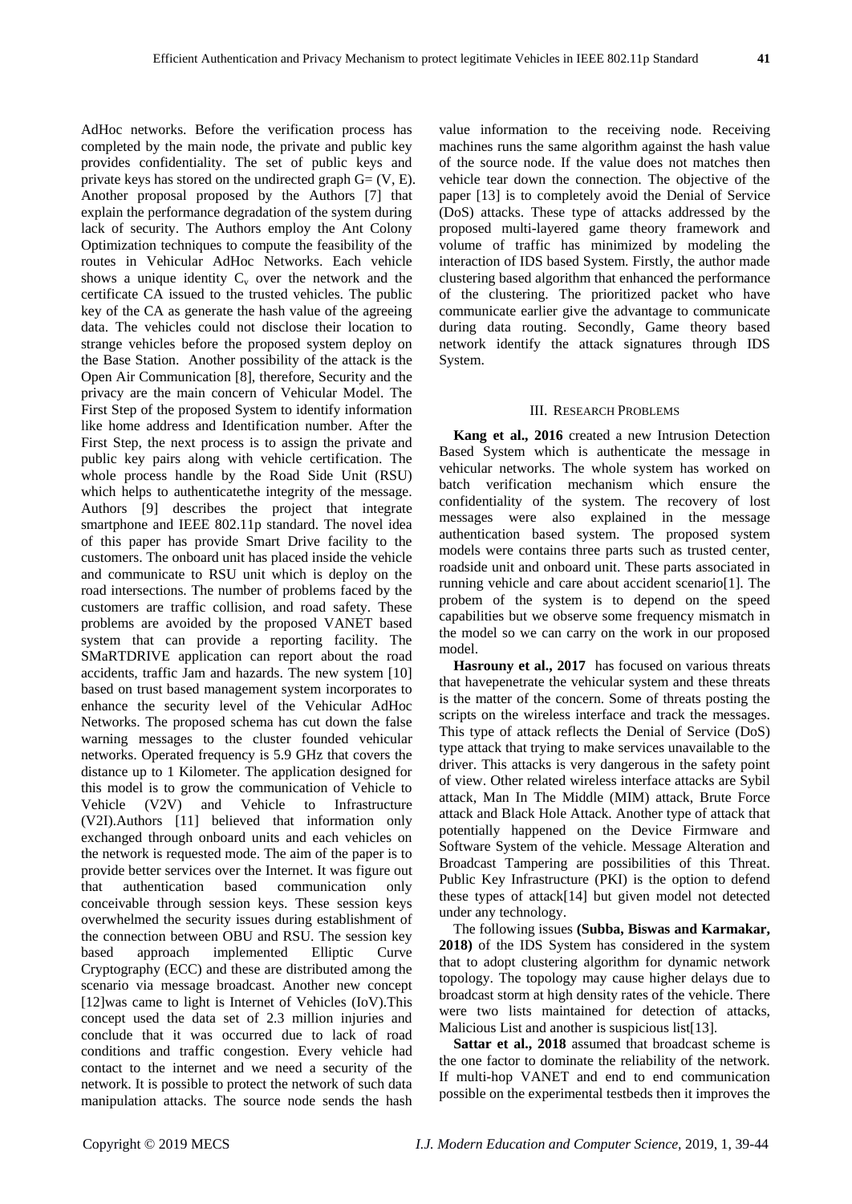AdHoc networks. Before the verification process has completed by the main node, the private and public key provides confidentiality. The set of public keys and private keys has stored on the undirected graph G= (V, E). Another proposal proposed by the Authors [7] that explain the performance degradation of the system during lack of security. The Authors employ the Ant Colony Optimization techniques to compute the feasibility of the routes in Vehicular AdHoc Networks. Each vehicle shows a unique identity $C_v$ over the network and the certificate CA issued to the trusted vehicles. The public key of the CA as generate the hash value of the agreeing data. The vehicles could not disclose their location to strange vehicles before the proposed system deploy on the Base Station. Another possibility of the attack is the Open Air Communication [8], therefore, Security and the privacy are the main concern of Vehicular Model. The First Step of the proposed System to identify information like home address and Identification number. After the First Step, the next process is to assign the private and public key pairs along with vehicle certification. The whole process handle by the Road Side Unit (RSU) which helps to authenticatethe integrity of the message. Authors [9] describes the project that integrate smartphone and IEEE 802.11p standard. The novel idea of this paper has provide Smart Drive facility to the customers. The onboard unit has placed inside the vehicle and communicate to RSU unit which is deploy on the road intersections. The number of problems faced by the customers are traffic collision, and road safety. These problems are avoided by the proposed VANET based system that can provide a reporting facility. The SMaRTDRIVE application can report about the road accidents, traffic Jam and hazards. The new system [10] based on trust based management system incorporates to enhance the security level of the Vehicular AdHoc Networks. The proposed schema has cut down the false warning messages to the cluster founded vehicular networks. Operated frequency is 5.9 GHz that covers the distance up to 1 Kilometer. The application designed for this model is to grow the communication of Vehicle to Vehicle (V2V) and Vehicle to Infrastructure (V2I).Authors [11] believed that information only exchanged through onboard units and each vehicles on the network is requested mode. The aim of the paper is to provide better services over the Internet. It was figure out that authentication based communication only conceivable through session keys. These session keys overwhelmed the security issues during establishment of the connection between OBU and RSU. The session key based approach implemented Elliptic Curve Cryptography (ECC) and these are distributed among the scenario via message broadcast. Another new concept [12]was came to light is Internet of Vehicles (IoV).This concept used the data set of 2.3 million injuries and conclude that it was occurred due to lack of road conditions and traffic congestion. Every vehicle had contact to the internet and we need a security of the network. It is possible to protect the network of such data manipulation attacks. The source node sends the hash value information to the receiving node. Receiving machines runs the same algorithm against the hash value of the source node. If the value does not matches then vehicle tear down the connection. The objective of the paper [13] is to completely avoid the Denial of Service (DoS) attacks. These type of attacks addressed by the proposed multi-layered game theory framework and volume of traffic has minimized by modeling the interaction of IDS based System. Firstly, the author made clustering based algorithm that enhanced the performance of the clustering. The prioritized packet who have communicate earlier give the advantage to communicate during data routing. Secondly, Game theory based network identify the attack signatures through IDS System.

## III. Research Problems

**Kang et al., 2016** created a new Intrusion Detection Based System which is authenticate the message in vehicular networks. The whole system has worked on batch verification mechanism which ensure the confidentiality of the system. The recovery of lost messages were also explained in the message authentication based system. The proposed system models were contains three parts such as trusted center, roadside unit and onboard unit. These parts associated in running vehicle and care about accident scenario[1]. The probem of the system is to depend on the speed capabilities but we observe some frequency mismatch in the model so we can carry on the work in our proposed model.

**Hasrouny et al., 2017** has focused on various threats that havepenetrate the vehicular system and these threats is the matter of the concern. Some of threats posting the scripts on the wireless interface and track the messages. This type of attack reflects the Denial of Service (DoS) type attack that trying to make services unavailable to the driver. This attacks is very dangerous in the safety point of view. Other related wireless interface attacks are Sybil attack, Man In The Middle (MIM) attack, Brute Force attack and Black Hole Attack. Another type of attack that potentially happened on the Device Firmware and Software System of the vehicle. Message Alteration and Broadcast Tampering are possibilities of this Threat. Public Key Infrastructure (PKI) is the option to defend these types of attack[14] but given model not detected under any technology.

The following issues **(Subba, Biswas and Karmakar, 2018)** of the IDS System has considered in the system that to adopt clustering algorithm for dynamic network topology. The topology may cause higher delays due to broadcast storm at high density rates of the vehicle. There were two lists maintained for detection of attacks, Malicious List and another is suspicious list[13].

**Sattar et al., 2018** assumed that broadcast scheme is the one factor to dominate the reliability of the network. If multi-hop VANET and end to end communication possible on the experimental testbeds then it improves the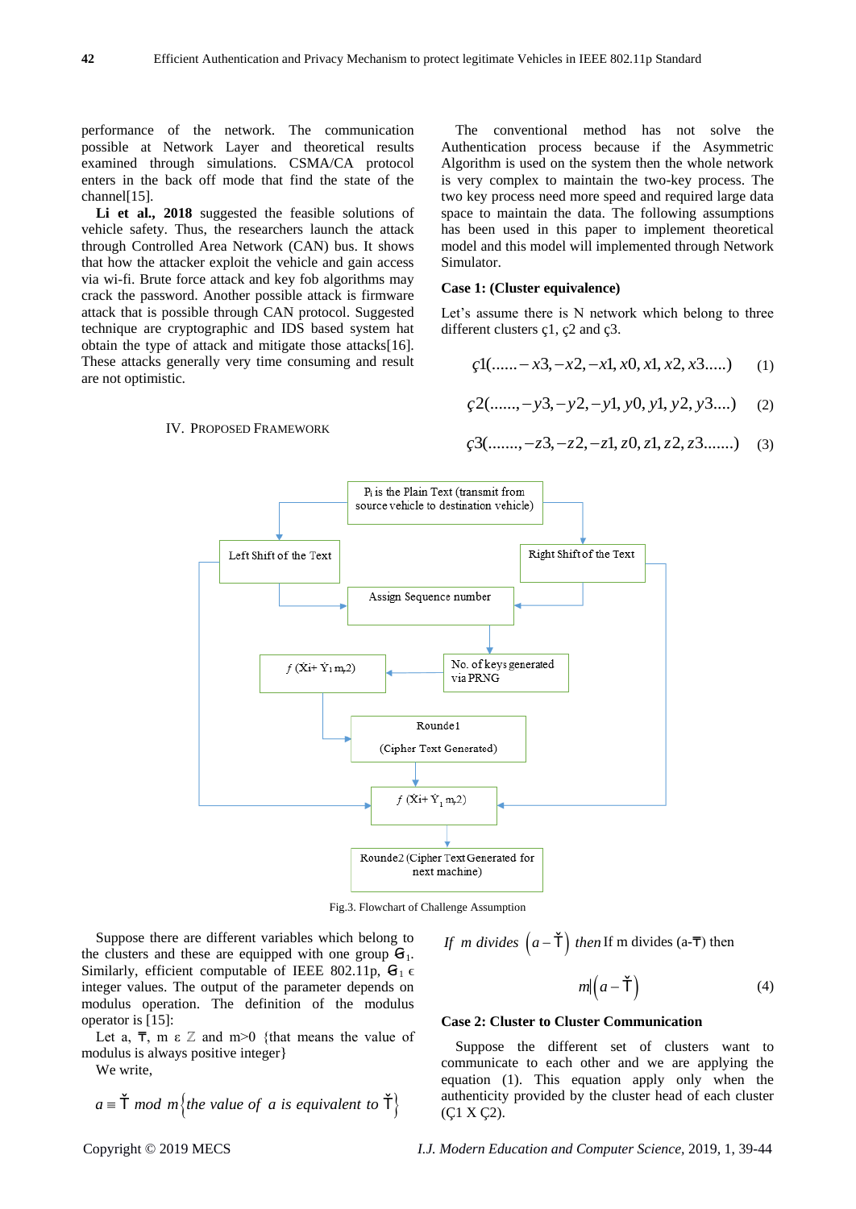performance of the network. The communication possible at Network Layer and theoretical results examined through simulations. CSMA/CA protocol enters in the back off mode that find the state of the channel[15].

**Li et al., 2018** suggested the feasible solutions of vehicle safety. Thus, the researchers launch the attack through Controlled Area Network (CAN) bus. It shows that how the attacker exploit the vehicle and gain access via wi-fi. Brute force attack and key fob algorithms may crack the password. Another possible attack is firmware attack that is possible through CAN protocol. Suggested technique are cryptographic and IDS based system hat obtain the type of attack and mitigate those attacks[16]. These attacks generally very time consuming and result are not optimistic.

## IV. Proposed Framework

The conventional method has not solve the Authentication process because if the Asymmetric Algorithm is used on the system then the whole network is very complex to maintain the two-key process. The two key process need more speed and required large data space to maintain the data. The following assumptions has been used in this paper to implement theoretical model and this model will implemented through Network Simulator.

**Case 1: (Cluster equivalence)**

Let's assume there is N network which belong to three different clusters ç1, ç2 and ç3.

$$ç1(......-x3,-x2,-x1,x0,x1,x2,x3.....) \quad (1)$$

$$ç2(......,-y3,-y2,-y1,y0,y1,y2,y3....) \quad (2)$$

$$ç3(.......,-z3,-z2,-z1,z0,z1,z2,z3.......) \quad (3)$$

Fig.3. Flowchart of Challenge Assumption

Suppose there are different variables which belong to the clusters and these are equipped with one group $\mathsf{G}_1$. Similarly, efficient computable of IEEE 802.11p, $\mathsf{G}_1 \in$ integer values. The output of the parameter depends on modulus operation. The definition of the modulus operator is [15]:

Let a, Ŧ, m ε ℤ and m>0 {that means the value of modulus is always positive integer}

We write,

$$a \equiv \check{T} \ mod \ m \{the \ value \ of \ a \ is \ equivalent \ to \ \check{T}\}$$

*If m divides* $(a-\check{T})$ *then* If m divides (a-Ŧ) then

$$m|(a-\check{T}) \quad (4)$$

**Case 2: Cluster to Cluster Communication**

Suppose the different set of clusters want to communicate to each other and we are applying the equation (1). This equation apply only when the authenticity provided by the cluster head of each cluster (Ç1 X Ç2).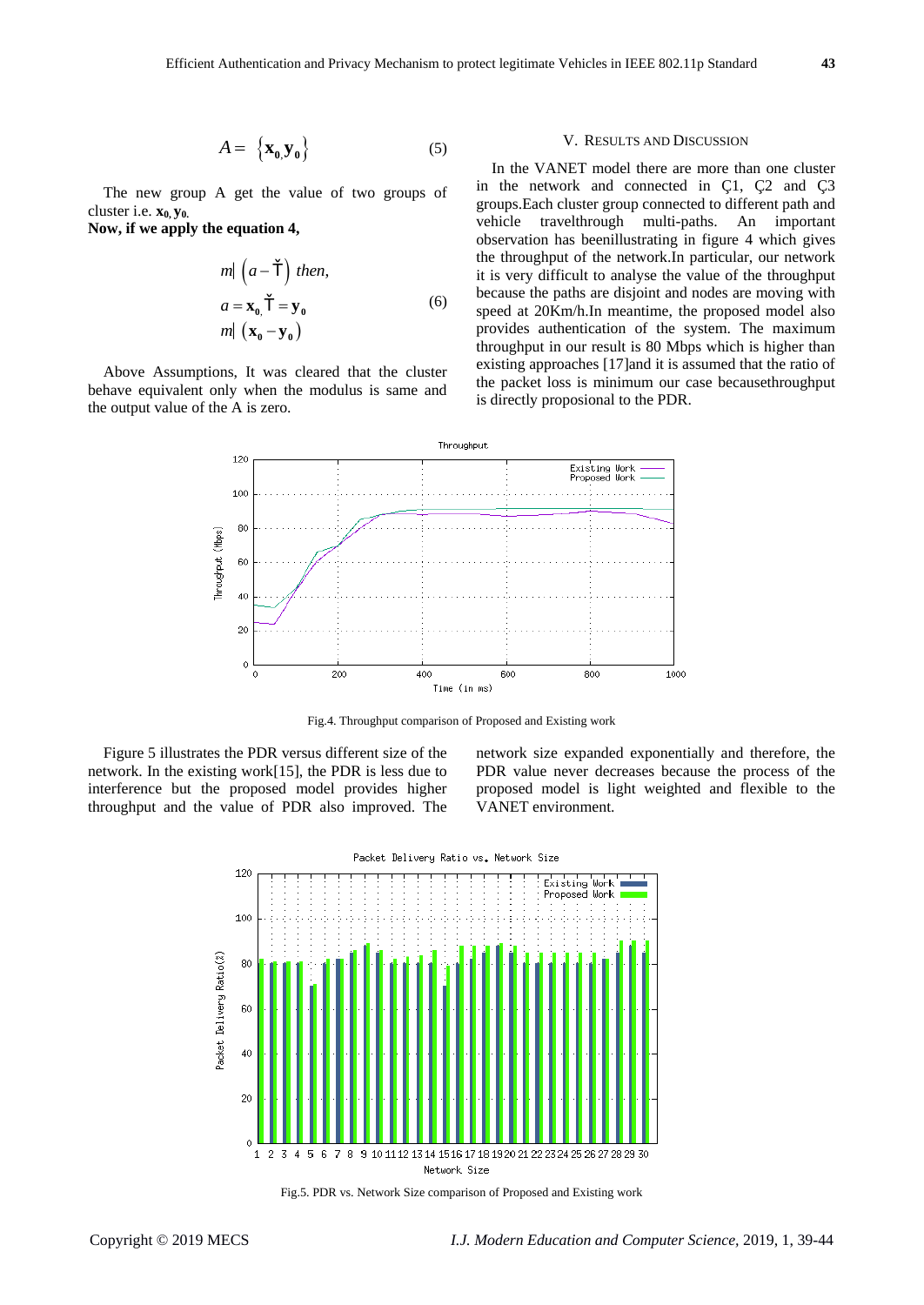$$A = \{\mathbf{x_0}, \mathbf{y_0}\} \tag{5}$$

The new group A get the value of two groups of cluster i.e. $\mathbf{x_0}, \mathbf{y_0}$.

**Now, if we apply the equation 4,**

$$\begin{aligned} &m| \left(a - \check{\text{T}}\right) \; then, \\ &a = \mathbf{x_0}, \check{\text{T}} = \mathbf{y_0} \\ &m| \left(\mathbf{x_0} - \mathbf{y_0}\right) \end{aligned} \tag{6}$$

Above Assumptions, It was cleared that the cluster behave equivalent only when the modulus is same and the output value of the A is zero.

## V. Results and Discussion

In the VANET model there are more than one cluster in the network and connected in Ç1, Ç2 and Ç3 groups.Each cluster group connected to different path and vehicle travelthrough multi-paths. An important observation has beenillustrating in figure 4 which gives the throughput of the network.In particular, our network it is very difficult to analyse the value of the throughput because the paths are disjoint and nodes are moving with speed at 20Km/h.In meantime, the proposed model also provides authentication of the system. The maximum throughput in our result is 80 Mbps which is higher than existing approaches [17]and it is assumed that the ratio of the packet loss is minimum our case becausethroughput is directly proposional to the PDR.

Fig.4. Throughput comparison of Proposed and Existing work

Figure 5 illustrates the PDR versus different size of the network. In the existing work[15], the PDR is less due to interference but the proposed model provides higher throughput and the value of PDR also improved. The network size expanded exponentially and therefore, the PDR value never decreases because the process of the proposed model is light weighted and flexible to the VANET environment.

Fig.5. PDR vs. Network Size comparison of Proposed and Existing work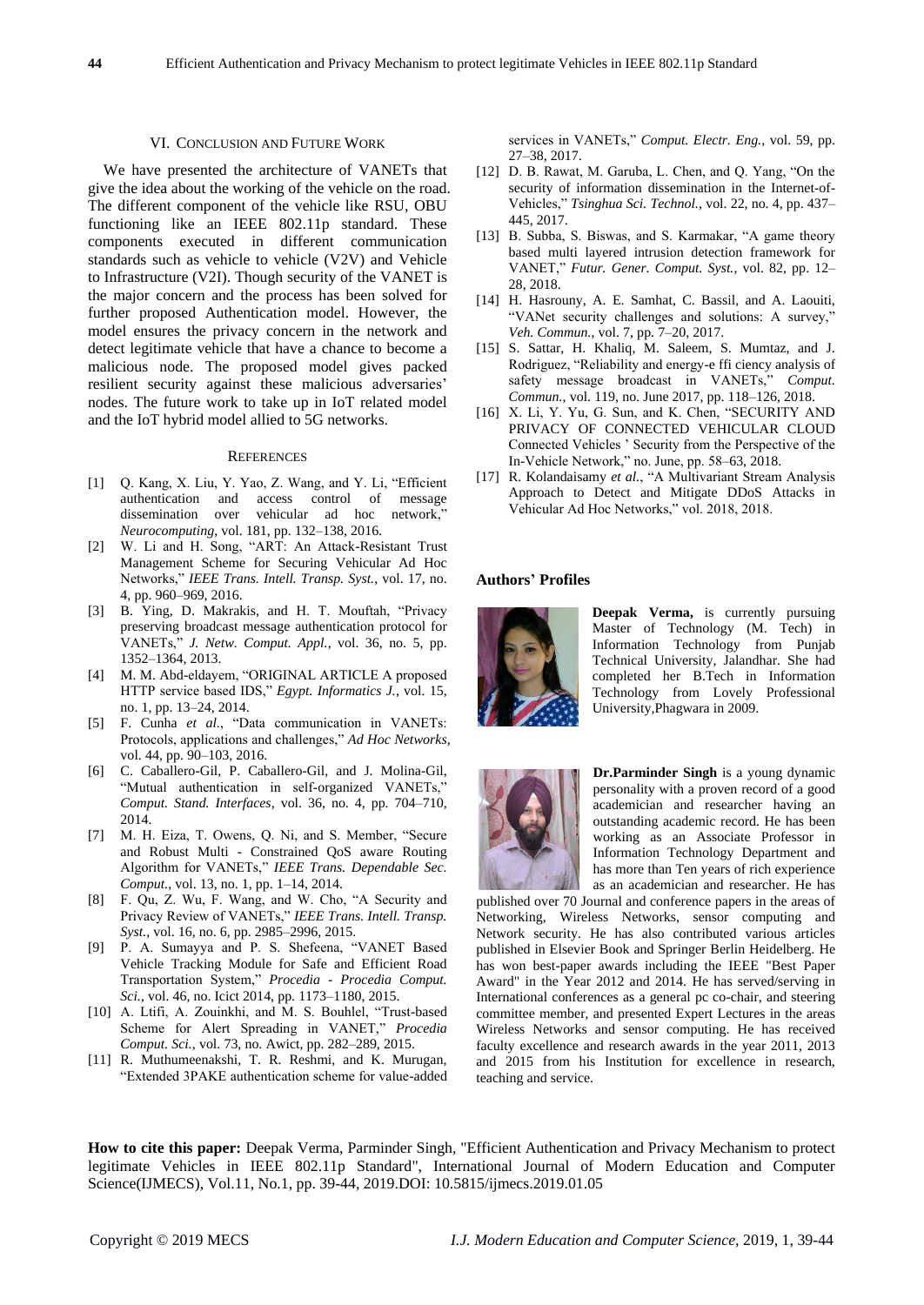## VI. Conclusion and Future Work

We have presented the architecture of VANETs that give the idea about the working of the vehicle on the road. The different component of the vehicle like RSU, OBU functioning like an IEEE 802.11p standard. These components executed in different communication standards such as vehicle to vehicle (V2V) and Vehicle to Infrastructure (V2I). Though security of the VANET is the major concern and the process has been solved for further proposed Authentication model. However, the model ensures the privacy concern in the network and detect legitimate vehicle that have a chance to become a malicious node. The proposed model gives packed resilient security against these malicious adversaries' nodes. The future work to take up in IoT related model and the IoT hybrid model allied to 5G networks.

## References

[1] Q. Kang, X. Liu, Y. Yao, Z. Wang, and Y. Li, "Efficient authentication and access control of message dissemination over vehicular ad hoc network," *Neurocomputing*, vol. 181, pp. 132–138, 2016.

[2] W. Li and H. Song, "ART: An Attack-Resistant Trust Management Scheme for Securing Vehicular Ad Hoc Networks," *IEEE Trans. Intell. Transp. Syst.*, vol. 17, no. 4, pp. 960–969, 2016.

[3] B. Ying, D. Makrakis, and H. T. Mouftah, "Privacy preserving broadcast message authentication protocol for VANETs," *J. Netw. Comput. Appl.*, vol. 36, no. 5, pp. 1352–1364, 2013.

[4] M. M. Abd-eldayem, "ORIGINAL ARTICLE A proposed HTTP service based IDS," *Egypt. Informatics J.*, vol. 15, no. 1, pp. 13–24, 2014.

[5] F. Cunha *et al.*, "Data communication in VANETs: Protocols, applications and challenges," *Ad Hoc Networks*, vol. 44, pp. 90–103, 2016.

[6] C. Caballero-Gil, P. Caballero-Gil, and J. Molina-Gil, "Mutual authentication in self-organized VANETs," *Comput. Stand. Interfaces*, vol. 36, no. 4, pp. 704–710, 2014.

[7] M. H. Eiza, T. Owens, Q. Ni, and S. Member, "Secure and Robust Multi - Constrained QoS aware Routing Algorithm for VANETs," *IEEE Trans. Dependable Sec. Comput.*, vol. 13, no. 1, pp. 1–14, 2014.

[8] F. Qu, Z. Wu, F. Wang, and W. Cho, "A Security and Privacy Review of VANETs," *IEEE Trans. Intell. Transp. Syst.*, vol. 16, no. 6, pp. 2985–2996, 2015.

[9] P. A. Sumayya and P. S. Shefeena, "VANET Based Vehicle Tracking Module for Safe and Efficient Road Transportation System," *Procedia - Procedia Comput. Sci.*, vol. 46, no. Icict 2014, pp. 1173–1180, 2015.

[10] A. Ltifi, A. Zouinkhi, and M. S. Bouhlel, "Trust-based Scheme for Alert Spreading in VANET," *Procedia Comput. Sci.*, vol. 73, no. Awict, pp. 282–289, 2015.

[11] R. Muthumeenakshi, T. R. Reshmi, and K. Murugan, "Extended 3PAKE authentication scheme for value-added services in VANETs," *Comput. Electr. Eng.*, vol. 59, pp. 27–38, 2017.

[12] D. B. Rawat, M. Garuba, L. Chen, and Q. Yang, "On the security of information dissemination in the Internet-of-Vehicles," *Tsinghua Sci. Technol.*, vol. 22, no. 4, pp. 437–445, 2017.

[13] B. Subba, S. Biswas, and S. Karmakar, "A game theory based multi layered intrusion detection framework for VANET," *Futur. Gener. Comput. Syst.*, vol. 82, pp. 12–28, 2018.

[14] H. Hasrouny, A. E. Samhat, C. Bassil, and A. Laouiti, "VANet security challenges and solutions: A survey," *Veh. Commun.*, vol. 7, pp. 7–20, 2017.

[15] S. Sattar, H. Khaliq, M. Saleem, S. Mumtaz, and J. Rodriguez, "Reliability and energy-e ffi ciency analysis of safety message broadcast in VANETs," *Comput. Commun.*, vol. 119, no. June 2017, pp. 118–126, 2018.

[16] X. Li, Y. Yu, G. Sun, and K. Chen, "SECURITY AND PRIVACY OF CONNECTED VEHICULAR CLOUD Connected Vehicles ' Security from the Perspective of the In-Vehicle Network," no. June, pp. 58–63, 2018.

[17] R. Kolandaisamy *et al.*, "A Multivariant Stream Analysis Approach to Detect and Mitigate DDoS Attacks in Vehicular Ad Hoc Networks," vol. 2018, 2018.

**Authors' Profiles**

**Deepak Verma,** is currently pursuing Master of Technology (M. Tech) in Information Technology from Punjab Technical University, Jalandhar. She had completed her B.Tech in Information Technology from Lovely Professional University,Phagwara in 2009.

**Dr.Parminder Singh** is a young dynamic personality with a proven record of a good academician and researcher having an outstanding academic record. He has been working as an Associate Professor in Information Technology Department and has more than Ten years of rich experience as an academician and researcher. He has published over 70 Journal and conference papers in the areas of Networking, Wireless Networks, sensor computing and Network security. He has also contributed various articles published in Elsevier Book and Springer Berlin Heidelberg. He has won best-paper awards including the IEEE "Best Paper Award" in the Year 2012 and 2014. He has served/serving in International conferences as a general pc co-chair, and steering committee member, and presented Expert Lectures in the areas Wireless Networks and sensor computing. He has received faculty excellence and research awards in the year 2011, 2013 and 2015 from his Institution for excellence in research, teaching and service.

**How to cite this paper:** Deepak Verma, Parminder Singh, "Efficient Authentication and Privacy Mechanism to protect legitimate Vehicles in IEEE 802.11p Standard", International Journal of Modern Education and Computer Science(IJMECS), Vol.11, No.1, pp. 39-44, 2019.DOI: 10.5815/ijmecs.2019.01.05